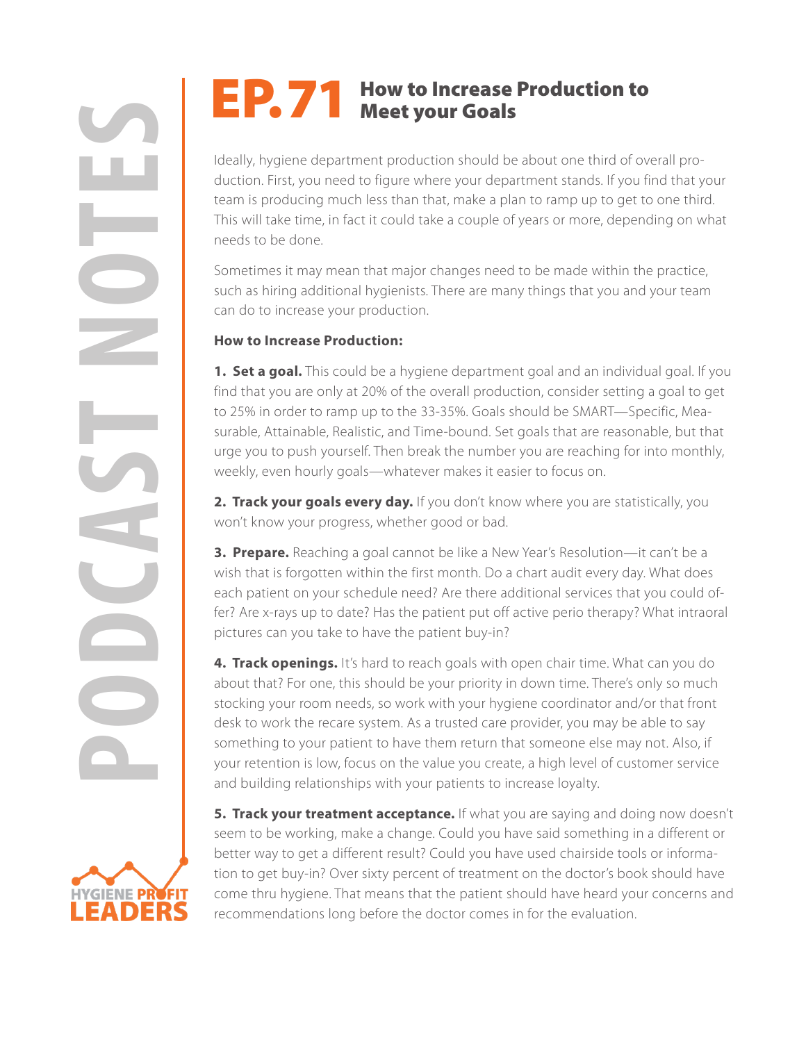# EP.71 How to Increase Production to Meet your Goals

Ideally, hygiene department production should be about one third of overall production. First, you need to figure where your department stands. If you find that your team is producing much less than that, make a plan to ramp up to get to one third. This will take time, in fact it could take a couple of years or more, depending on what needs to be done.

Sometimes it may mean that major changes need to be made within the practice, such as hiring additional hygienists. There are many things that you and your team can do to increase your production.

**How to Increase Production:**

**1. Set a goal.** This could be a hygiene department goal and an individual goal. If you find that you are only at 20% of the overall production, consider setting a goal to get to 25% in order to ramp up to the 33-35%. Goals should be SMART—Specific, Measurable, Attainable, Realistic, and Time-bound. Set goals that are reasonable, but that urge you to push yourself. Then break the number you are reaching for into monthly, weekly, even hourly goals—whatever makes it easier to focus on.

**2. Track your goals every day.** If you don't know where you are statistically, you won't know your progress, whether good or bad.

**3. Prepare.** Reaching a goal cannot be like a New Year's Resolution—it can't be a wish that is forgotten within the first month. Do a chart audit every day. What does each patient on your schedule need? Are there additional services that you could offer? Are x-rays up to date? Has the patient put off active perio therapy? What intraoral pictures can you take to have the patient buy-in?

**4. Track openings.** It's hard to reach goals with open chair time. What can you do about that? For one, this should be your priority in down time. There's only so much stocking your room needs, so work with your hygiene coordinator and/or that front desk to work the recare system. As a trusted care provider, you may be able to say something to your patient to have them return that someone else may not. Also, if your retention is low, focus on the value you create, a high level of customer service and building relationships with your patients to increase loyalty.

**5. Track your treatment acceptance.** If what you are saying and doing now doesn't seem to be working, make a change. Could you have said something in a different or better way to get a different result? Could you have used chairside tools or information to get buy-in? Over sixty percent of treatment on the doctor's book should have come thru hygiene. That means that the patient should have heard your concerns and recommendations long before the doctor comes in for the evaluation.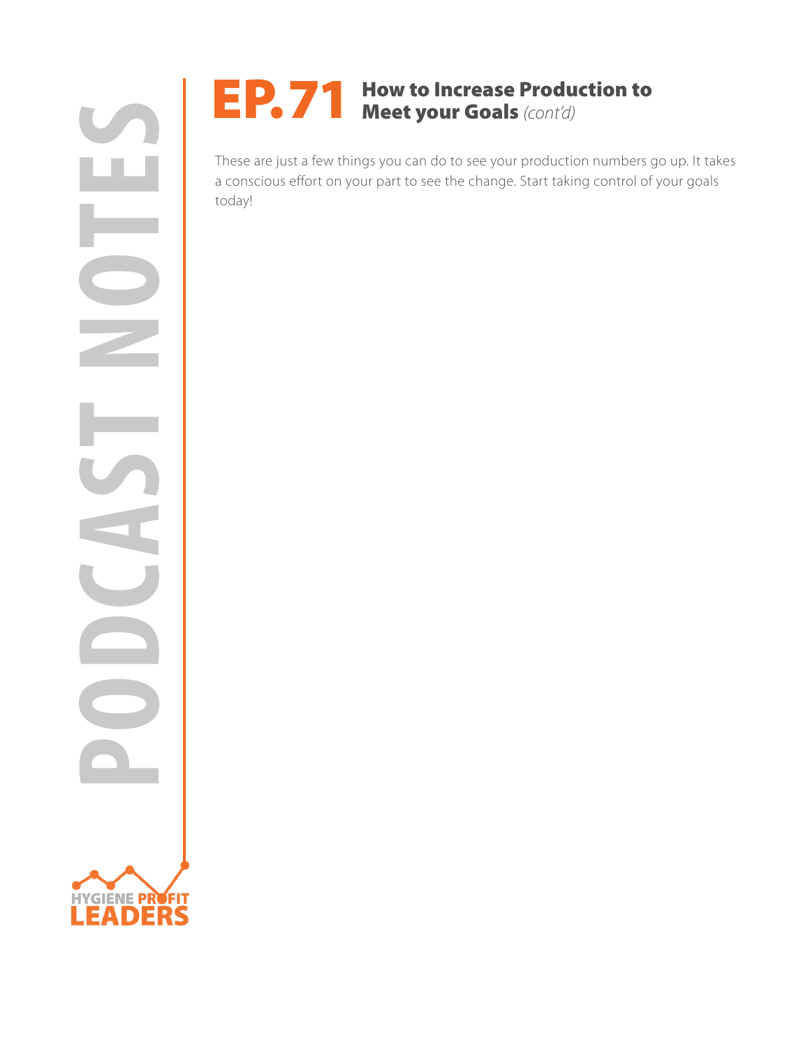# EP. 71 How to Increase Production to Meet your Goals *(cont'd)*

These are just a few things you can do to see your production numbers go up. It takes a conscious effort on your part to see the change. Start taking control of your goals today!